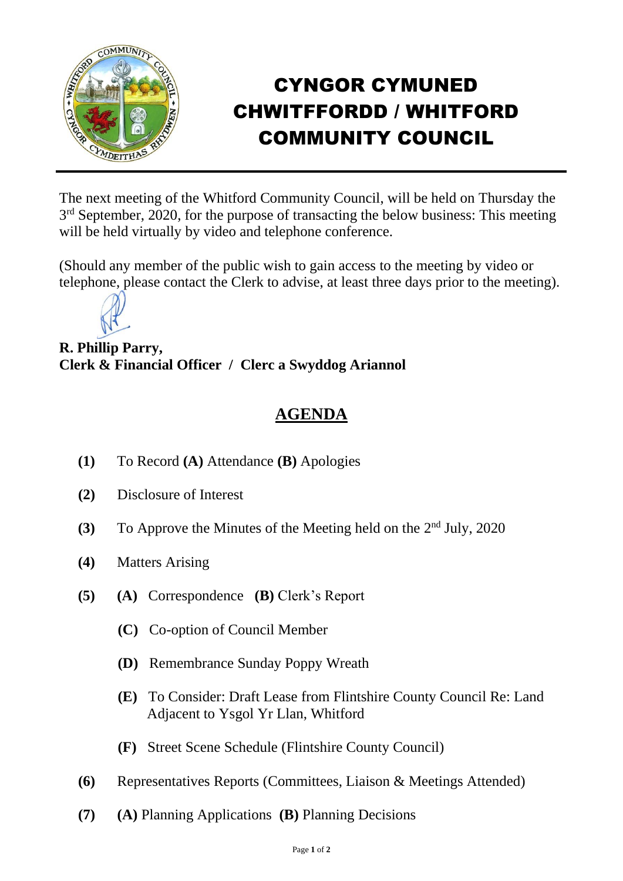# CYNGOR CYMUNED CHWITFFORDD / WHITFORD COMMUNITY COUNCIL

The next meeting of the Whitford Community Council, will be held on Thursday the 3rd September, 2020, for the purpose of transacting the below business: This meeting will be held virtually by video and telephone conference.

(Should any member of the public wish to gain access to the meeting by video or telephone, please contact the Clerk to advise, at least three days prior to the meeting).

**R. Phillip Parry,**
**Clerk & Financial Officer / Clerc a Swyddog Ariannol**

## AGENDA

**(1)** To Record **(A)** Attendance **(B)** Apologies

**(2)** Disclosure of Interest

**(3)** To Approve the Minutes of the Meeting held on the 2nd July, 2020

**(4)** Matters Arising

**(5)** **(A)** Correspondence **(B)** Clerk's Report

- **(C)** Co-option of Council Member
- **(D)** Remembrance Sunday Poppy Wreath
- **(E)** To Consider: Draft Lease from Flintshire County Council Re: Land Adjacent to Ysgol Yr Llan, Whitford
- **(F)** Street Scene Schedule (Flintshire County Council)

**(6)** Representatives Reports (Committees, Liaison & Meetings Attended)

**(7)** **(A)** Planning Applications **(B)** Planning Decisions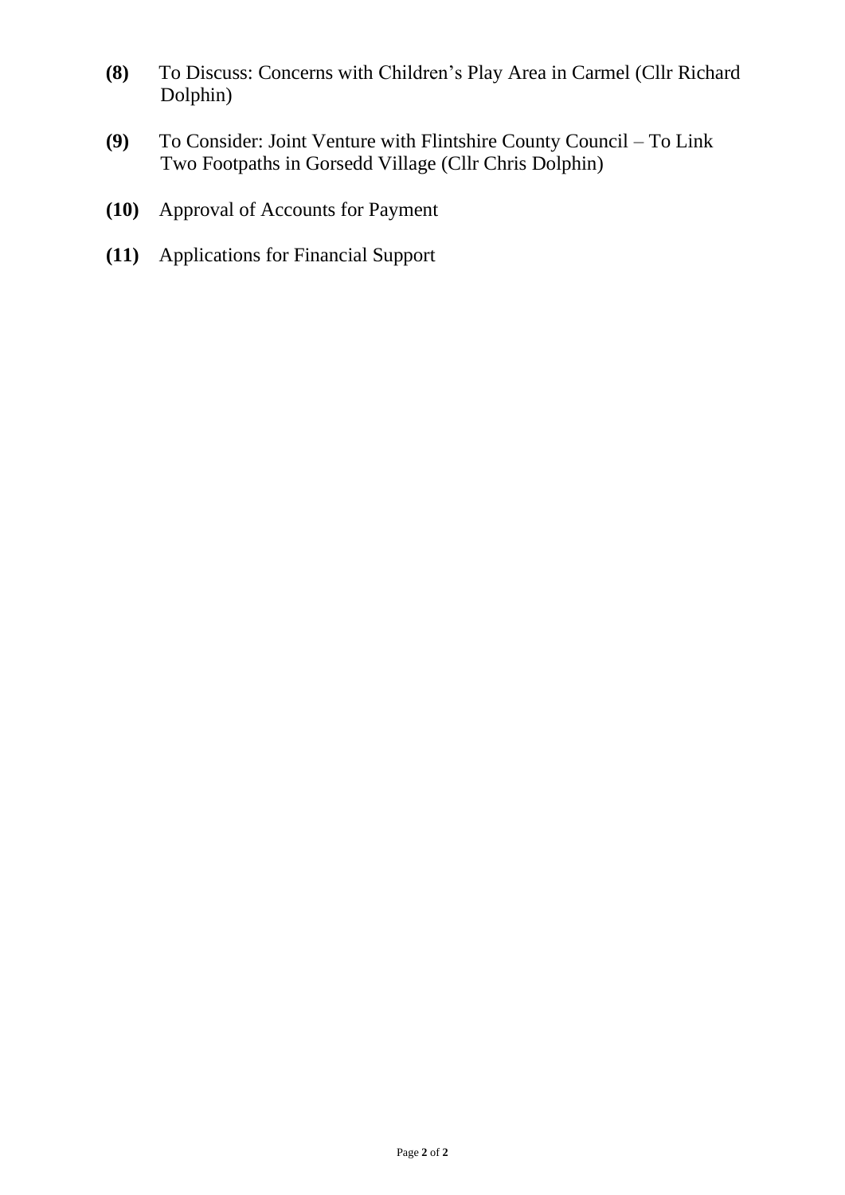**(8)** To Discuss: Concerns with Children's Play Area in Carmel (Cllr Richard Dolphin)

**(9)** To Consider: Joint Venture with Flintshire County Council – To Link Two Footpaths in Gorsedd Village (Cllr Chris Dolphin)

**(10)** Approval of Accounts for Payment

**(11)** Applications for Financial Support